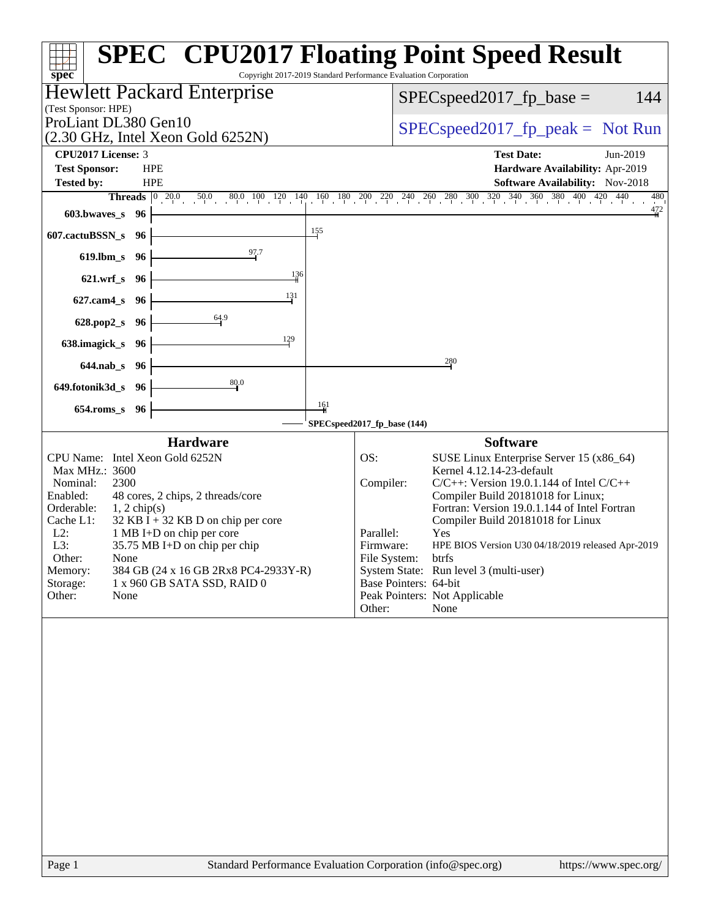# SPEC CPU2017 Floating Point Speed Result

Copyright 2017-2019 Standard Performance Evaluation Corporation

## Hewlett Packard Enterprise

(Test Sponsor: HPE)

ProLiant DL380 Gen10
(2.30 GHz, Intel Xeon Gold 6252N)

SPECspeed2017_fp_base = 144

SPECspeed2017_fp_peak = Not Run

| | | | |
|---|---|---|---|
| **CPU2017 License:** | 3 | **Test Date:** | Jun-2019 |
| **Test Sponsor:** | HPE | **Hardware Availability:** | Apr-2019 |
| **Tested by:** | HPE | **Software Availability:** | Nov-2018 |

| Benchmark | Threads | Base Ratio |
|---|---|---|
| 603.bwaves_s | 96 | 472 |
| 607.cactuBSSN_s | 96 | 155 |
| 619.lbm_s | 96 | 97.7 |
| 621.wrf_s | 96 | 136 |
| 627.cam4_s | 96 | 131 |
| 628.pop2_s | 96 | 64.9 |
| 638.imagick_s | 96 | 129 |
| 644.nab_s | 96 | 280 |
| 649.fotonik3d_s | 96 | 80.0 |
| 654.roms_s | 96 | 161 |

SPECspeed2017_fp_base (144)

### Hardware

| | |
|---|---|
| CPU Name: | Intel Xeon Gold 6252N |
| Max MHz.: | 3600 |
| Nominal: | 2300 |
| Enabled: | 48 cores, 2 chips, 2 threads/core |
| Orderable: | 1, 2 chip(s) |
| Cache L1: | 32 KB I + 32 KB D on chip per core |
| L2: | 1 MB I+D on chip per core |
| L3: | 35.75 MB I+D on chip per chip |
| Other: | None |
| Memory: | 384 GB (24 x 16 GB 2Rx8 PC4-2933Y-R) |
| Storage: | 1 x 960 GB SATA SSD, RAID 0 |
| Other: | None |

### Software

| | |
|---|---|
| OS: | SUSE Linux Enterprise Server 15 (x86_64) Kernel 4.12.14-23-default |
| Compiler: | C/C++: Version 19.0.1.144 of Intel C/C++ Compiler Build 20181018 for Linux; Fortran: Version 19.0.1.144 of Intel Fortran Compiler Build 20181018 for Linux |
| Parallel: | Yes |
| Firmware: | HPE BIOS Version U30 04/18/2019 released Apr-2019 |
| File System: | btrfs |
| System State: | Run level 3 (multi-user) |
| Base Pointers: | 64-bit |
| Peak Pointers: | Not Applicable |
| Other: | None |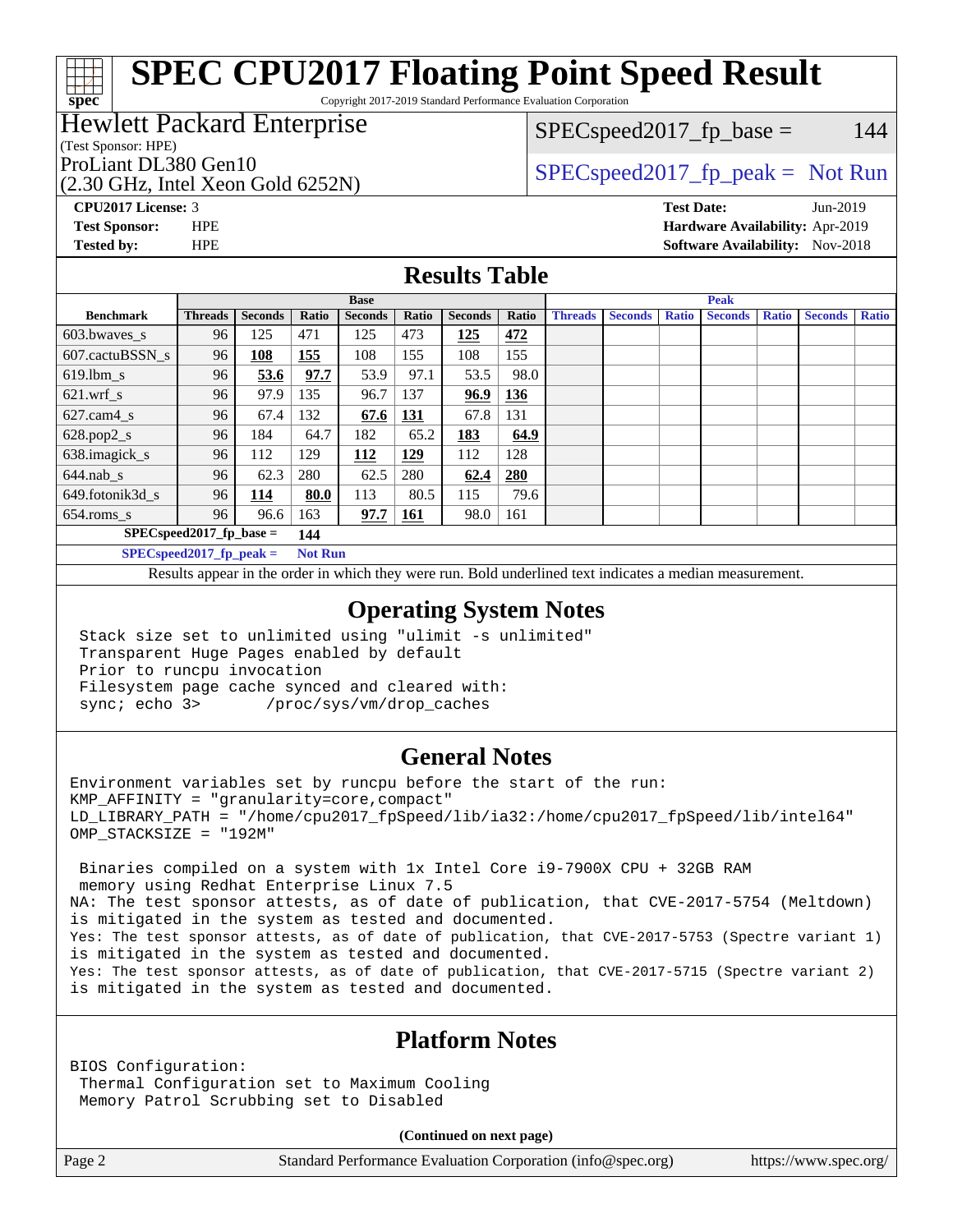# SPEC CPU2017 Floating Point Speed Result

Copyright 2017-2019 Standard Performance Evaluation Corporation

**Hewlett Packard Enterprise**
(Test Sponsor: HPE)
ProLiant DL380 Gen10
(2.30 GHz, Intel Xeon Gold 6252N)

SPECspeed2017_fp_base = 144

SPECspeed2017_fp_peak = Not Run

**CPU2017 License:** 3
**Test Sponsor:** HPE
**Tested by:** HPE

**Test Date:** Jun-2019
**Hardware Availability:** Apr-2019
**Software Availability:** Nov-2018

## Results Table

| | Base | | | | | | | Peak | | | | | | |
|---|---|---|---|---|---|---|---|---|---|---|---|---|---|---|
| **Benchmark** | **Threads** | **Seconds** | **Ratio** | **Seconds** | **Ratio** | **Seconds** | **Ratio** | **Threads** | **Seconds** | **Ratio** | **Seconds** | **Ratio** | **Seconds** | **Ratio** |
| 603.bwaves_s | 96 | 125 | 471 | 125 | 473 | **125** | **472** | | | | | | | |
| 607.cactuBSSN_s | 96 | **108** | **155** | 108 | 155 | 108 | 155 | | | | | | | |
| 619.lbm_s | 96 | **53.6** | **97.7** | 53.9 | 97.1 | 53.5 | 98.0 | | | | | | | |
| 621.wrf_s | 96 | 97.9 | 135 | 96.7 | 137 | **96.9** | **136** | | | | | | | |
| 627.cam4_s | 96 | 67.4 | 132 | **67.6** | **131** | 67.8 | 131 | | | | | | | |
| 628.pop2_s | 96 | 184 | 64.7 | 182 | 65.2 | **183** | **64.9** | | | | | | | |
| 638.imagick_s | 96 | 112 | 129 | **112** | **129** | 112 | 128 | | | | | | | |
| 644.nab_s | 96 | 62.3 | 280 | 62.5 | 280 | **62.4** | **280** | | | | | | | |
| 649.fotonik3d_s | 96 | **114** | **80.0** | 113 | 80.5 | 115 | 79.6 | | | | | | | |
| 654.roms_s | 96 | 96.6 | 163 | **97.7** | **161** | 98.0 | 161 | | | | | | | |

**SPECspeed2017_fp_base = 144**

**SPECspeed2017_fp_peak = Not Run**

Results appear in the order in which they were run. Bold underlined text indicates a median measurement.

## Operating System Notes

```
Stack size set to unlimited using "ulimit -s unlimited"
Transparent Huge Pages enabled by default
Prior to runcpu invocation
Filesystem page cache synced and cleared with:
sync; echo 3>       /proc/sys/vm/drop_caches
```

## General Notes

```
Environment variables set by runcpu before the start of the run:
KMP_AFFINITY = "granularity=core,compact"
LD_LIBRARY_PATH = "/home/cpu2017_fpSpeed/lib/ia32:/home/cpu2017_fpSpeed/lib/intel64"
OMP_STACKSIZE = "192M"

 Binaries compiled on a system with 1x Intel Core i9-7900X CPU + 32GB RAM
 memory using Redhat Enterprise Linux 7.5
NA: The test sponsor attests, as of date of publication, that CVE-2017-5754 (Meltdown)
is mitigated in the system as tested and documented.
Yes: The test sponsor attests, as of date of publication, that CVE-2017-5753 (Spectre variant 1)
is mitigated in the system as tested and documented.
Yes: The test sponsor attests, as of date of publication, that CVE-2017-5715 (Spectre variant 2)
is mitigated in the system as tested and documented.
```

## Platform Notes

```
BIOS Configuration:
 Thermal Configuration set to Maximum Cooling
 Memory Patrol Scrubbing set to Disabled
```

**(Continued on next page)**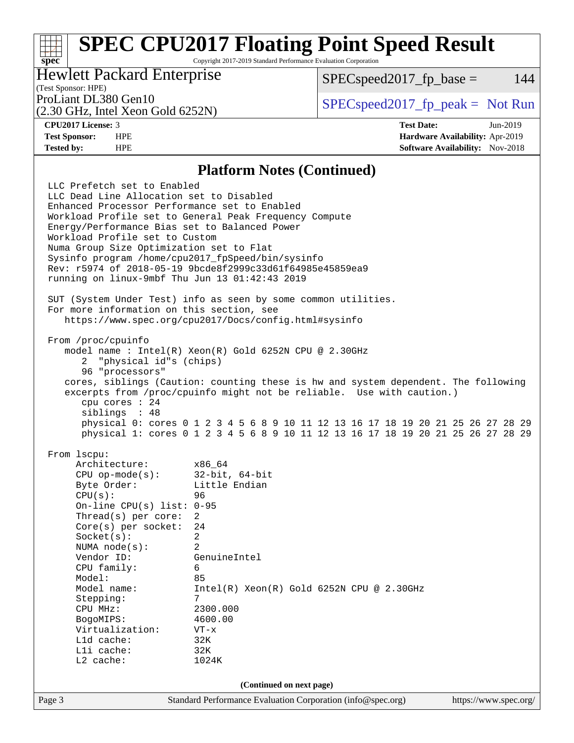## Platform Notes (Continued)

```
LLC Prefetch set to Enabled
LLC Dead Line Allocation set to Disabled
Enhanced Processor Performance set to Enabled
Workload Profile set to General Peak Frequency Compute
Energy/Performance Bias set to Balanced Power
Workload Profile set to Custom
Numa Group Size Optimization set to Flat
Sysinfo program /home/cpu2017_fpSpeed/bin/sysinfo
Rev: r5974 of 2018-05-19 9bcde8f2999c33d61f64985e45859ea9
running on linux-9mbf Thu Jun 13 01:42:43 2019

SUT (System Under Test) info as seen by some common utilities.
For more information on this section, see
   https://www.spec.org/cpu2017/Docs/config.html#sysinfo

From /proc/cpuinfo
   model name : Intel(R) Xeon(R) Gold 6252N CPU @ 2.30GHz
      2  "physical id"s (chips)
      96 "processors"
   cores, siblings (Caution: counting these is hw and system dependent. The following
   excerpts from /proc/cpuinfo might not be reliable.  Use with caution.)
      cpu cores : 24
      siblings  : 48
      physical 0: cores 0 1 2 3 4 5 6 8 9 10 11 12 13 16 17 18 19 20 21 25 26 27 28 29
      physical 1: cores 0 1 2 3 4 5 6 8 9 10 11 12 13 16 17 18 19 20 21 25 26 27 28 29

From lscpu:
     Architecture:          x86_64
     CPU op-mode(s):        32-bit, 64-bit
     Byte Order:            Little Endian
     CPU(s):                96
     On-line CPU(s) list: 0-95
     Thread(s) per core:    2
     Core(s) per socket:    24
     Socket(s):             2
     NUMA node(s):          2
     Vendor ID:             GenuineIntel
     CPU family:            6
     Model:                 85
     Model name:            Intel(R) Xeon(R) Gold 6252N CPU @ 2.30GHz
     Stepping:              7
     CPU MHz:               2300.000
     BogoMIPS:              4600.00
     Virtualization:        VT-x
     L1d cache:             32K
     L1i cache:             32K
     L2 cache:              1024K
```

**(Continued on next page)**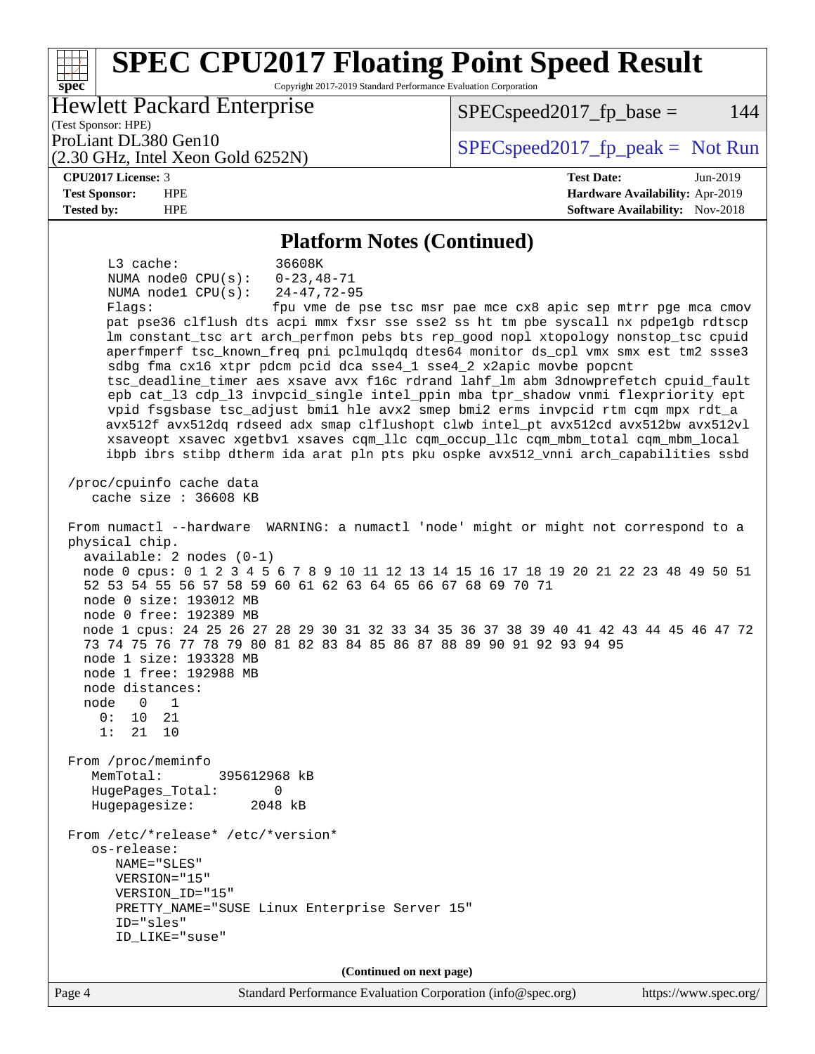## Platform Notes (Continued)

```
     L3 cache:            36608K
     NUMA node0 CPU(s):   0-23,48-71
     NUMA node1 CPU(s):   24-47,72-95
     Flags:               fpu vme de pse tsc msr pae mce cx8 apic sep mtrr pge mca cmov
     pat pse36 clflush dts acpi mmx fxsr sse sse2 ss ht tm pbe syscall nx pdpe1gb rdtscp
     lm constant_tsc art arch_perfmon pebs bts rep_good nopl xtopology nonstop_tsc cpuid
     aperfmperf tsc_known_freq pni pclmulqdq dtes64 monitor ds_cpl vmx smx est tm2 ssse3
     sdbg fma cx16 xtpr pdcm pcid dca sse4_1 sse4_2 x2apic movbe popcnt
     tsc_deadline_timer aes xsave avx f16c rdrand lahf_lm abm 3dnowprefetch cpuid_fault
     epb cat_l3 cdp_l3 invpcid_single intel_ppin mba tpr_shadow vnmi flexpriority ept
     vpid fsgsbase tsc_adjust bmi1 hle avx2 smep bmi2 erms invpcid rtm cqm mpx rdt_a
     avx512f avx512dq rdseed adx smap clflushopt clwb intel_pt avx512cd avx512bw avx512vl
     xsaveopt xsavec xgetbv1 xsaves cqm_llc cqm_occup_llc cqm_mbm_total cqm_mbm_local
     ibpb ibrs stibp dtherm ida arat pln pts pku ospke avx512_vnni arch_capabilities ssbd

 /proc/cpuinfo cache data
    cache size : 36608 KB

 From numactl --hardware  WARNING: a numactl 'node' might or might not correspond to a
 physical chip.
   available: 2 nodes (0-1)
   node 0 cpus: 0 1 2 3 4 5 6 7 8 9 10 11 12 13 14 15 16 17 18 19 20 21 22 23 48 49 50 51
   52 53 54 55 56 57 58 59 60 61 62 63 64 65 66 67 68 69 70 71
   node 0 size: 193012 MB
   node 0 free: 192389 MB
   node 1 cpus: 24 25 26 27 28 29 30 31 32 33 34 35 36 37 38 39 40 41 42 43 44 45 46 47 72
   73 74 75 76 77 78 79 80 81 82 83 84 85 86 87 88 89 90 91 92 93 94 95
   node 1 size: 193328 MB
   node 1 free: 192988 MB
   node distances:
   node   0   1
     0:  10  21
     1:  21  10

 From /proc/meminfo
    MemTotal:       395612968 kB
    HugePages_Total:       0
    Hugepagesize:       2048 kB

 From /etc/*release* /etc/*version*
    os-release:
       NAME="SLES"
       VERSION="15"
       VERSION_ID="15"
       PRETTY_NAME="SUSE Linux Enterprise Server 15"
       ID="sles"
       ID_LIKE="suse"
```

**(Continued on next page)**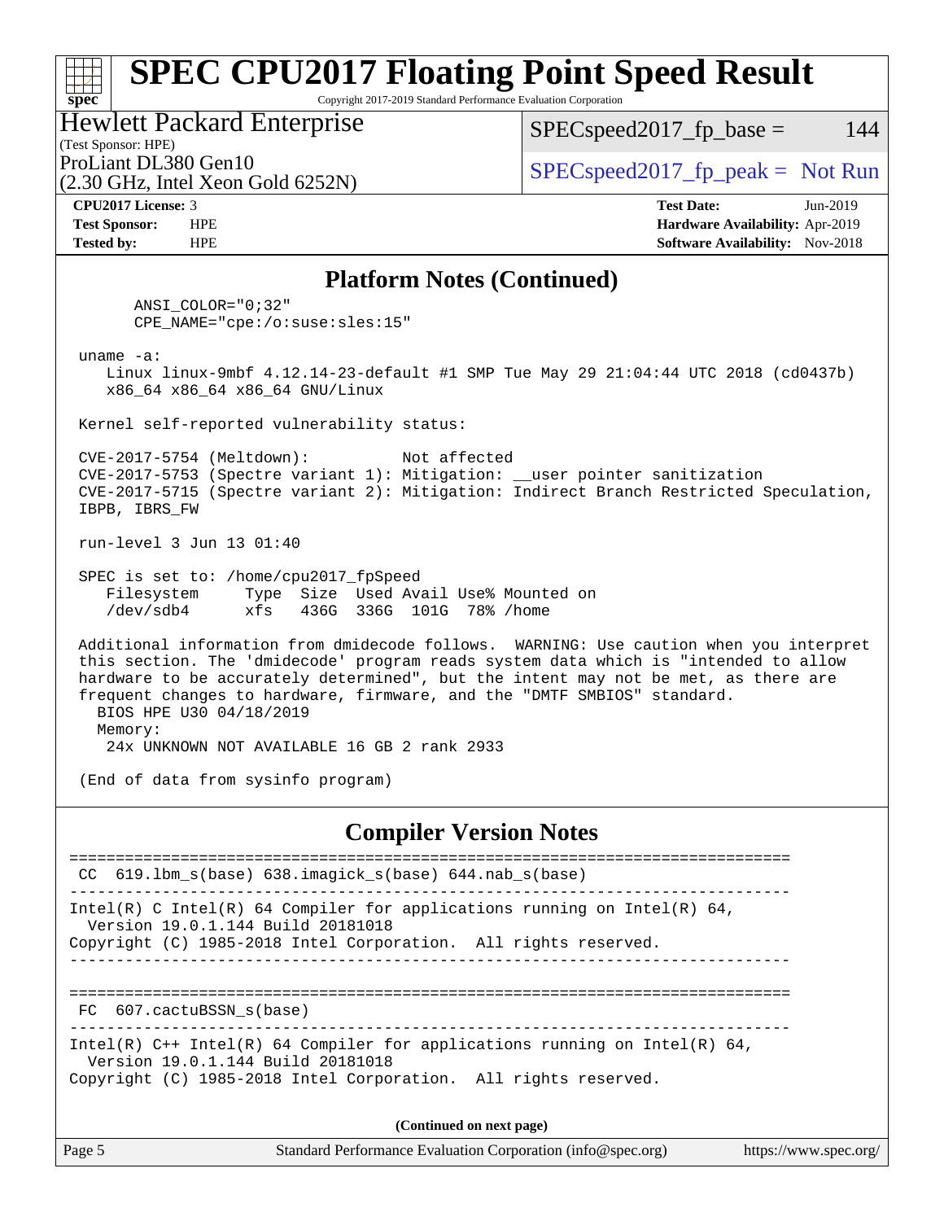## Platform Notes (Continued)

```
      ANSI_COLOR="0;32"
      CPE_NAME="cpe:/o:suse:sles:15"

 uname -a:
    Linux linux-9mbf 4.12.14-23-default #1 SMP Tue May 29 21:04:44 UTC 2018 (cd0437b)
    x86_64 x86_64 x86_64 GNU/Linux

 Kernel self-reported vulnerability status:

 CVE-2017-5754 (Meltdown):          Not affected
 CVE-2017-5753 (Spectre variant 1): Mitigation: __user pointer sanitization
 CVE-2017-5715 (Spectre variant 2): Mitigation: Indirect Branch Restricted Speculation,
 IBPB, IBRS_FW

 run-level 3 Jun 13 01:40

 SPEC is set to: /home/cpu2017_fpSpeed
    Filesystem     Type  Size  Used Avail Use% Mounted on
    /dev/sdb4      xfs   436G  336G  101G  78% /home

 Additional information from dmidecode follows.  WARNING: Use caution when you interpret
 this section. The 'dmidecode' program reads system data which is "intended to allow
 hardware to be accurately determined", but the intent may not be met, as there are
 frequent changes to hardware, firmware, and the "DMTF SMBIOS" standard.
   BIOS HPE U30 04/18/2019
   Memory:
    24x UNKNOWN NOT AVAILABLE 16 GB 2 rank 2933

 (End of data from sysinfo program)
```

## Compiler Version Notes

```
==============================================================================
 CC  619.lbm_s(base) 638.imagick_s(base) 644.nab_s(base)
------------------------------------------------------------------------------
Intel(R) C Intel(R) 64 Compiler for applications running on Intel(R) 64,
  Version 19.0.1.144 Build 20181018
Copyright (C) 1985-2018 Intel Corporation.  All rights reserved.
------------------------------------------------------------------------------

==============================================================================
 FC  607.cactuBSSN_s(base)
------------------------------------------------------------------------------
Intel(R) C++ Intel(R) 64 Compiler for applications running on Intel(R) 64,
  Version 19.0.1.144 Build 20181018
Copyright (C) 1985-2018 Intel Corporation.  All rights reserved.
```

**(Continued on next page)**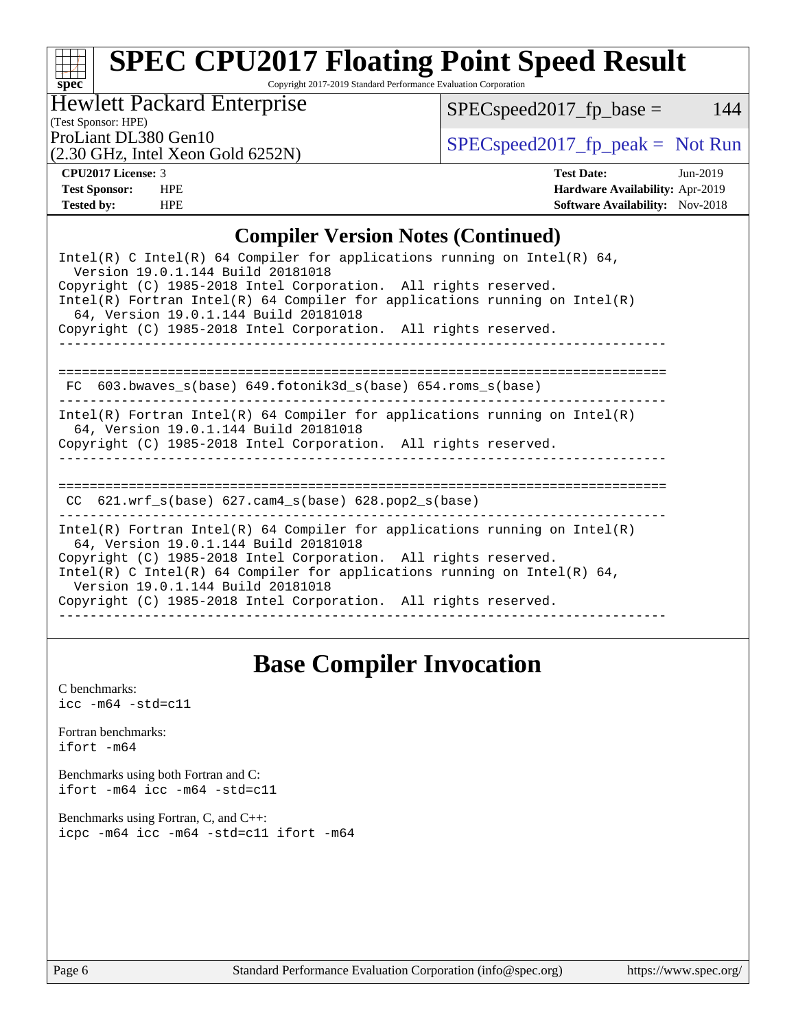# SPEC CPU2017 Floating Point Speed Result

Copyright 2017-2019 Standard Performance Evaluation Corporation

**Hewlett Packard Enterprise**
(Test Sponsor: HPE)
ProLiant DL380 Gen10
(2.30 GHz, Intel Xeon Gold 6252N)

SPECspeed2017_fp_base = 144

SPECspeed2017_fp_peak = Not Run

| | | | |
|---|---|---|---|
| **CPU2017 License:** | 3 | **Test Date:** | Jun-2019 |
| **Test Sponsor:** | HPE | **Hardware Availability:** | Apr-2019 |
| **Tested by:** | HPE | **Software Availability:** | Nov-2018 |

## Compiler Version Notes (Continued)

```
Intel(R) C Intel(R) 64 Compiler for applications running on Intel(R) 64,
  Version 19.0.1.144 Build 20181018
Copyright (C) 1985-2018 Intel Corporation.  All rights reserved.
Intel(R) Fortran Intel(R) 64 Compiler for applications running on Intel(R)
  64, Version 19.0.1.144 Build 20181018
Copyright (C) 1985-2018 Intel Corporation.  All rights reserved.
------------------------------------------------------------------------------

==============================================================================
 FC  603.bwaves_s(base) 649.fotonik3d_s(base) 654.roms_s(base)
------------------------------------------------------------------------------
Intel(R) Fortran Intel(R) 64 Compiler for applications running on Intel(R)
  64, Version 19.0.1.144 Build 20181018
Copyright (C) 1985-2018 Intel Corporation.  All rights reserved.
------------------------------------------------------------------------------

==============================================================================
 CC  621.wrf_s(base) 627.cam4_s(base) 628.pop2_s(base)
------------------------------------------------------------------------------
Intel(R) Fortran Intel(R) 64 Compiler for applications running on Intel(R)
  64, Version 19.0.1.144 Build 20181018
Copyright (C) 1985-2018 Intel Corporation.  All rights reserved.
Intel(R) C Intel(R) 64 Compiler for applications running on Intel(R) 64,
  Version 19.0.1.144 Build 20181018
Copyright (C) 1985-2018 Intel Corporation.  All rights reserved.
------------------------------------------------------------------------------
```

## Base Compiler Invocation

C benchmarks:
`icc -m64 -std=c11`

Fortran benchmarks:
`ifort -m64`

Benchmarks using both Fortran and C:
`ifort -m64 icc -m64 -std=c11`

Benchmarks using Fortran, C, and C++:
`icpc -m64 icc -m64 -std=c11 ifort -m64`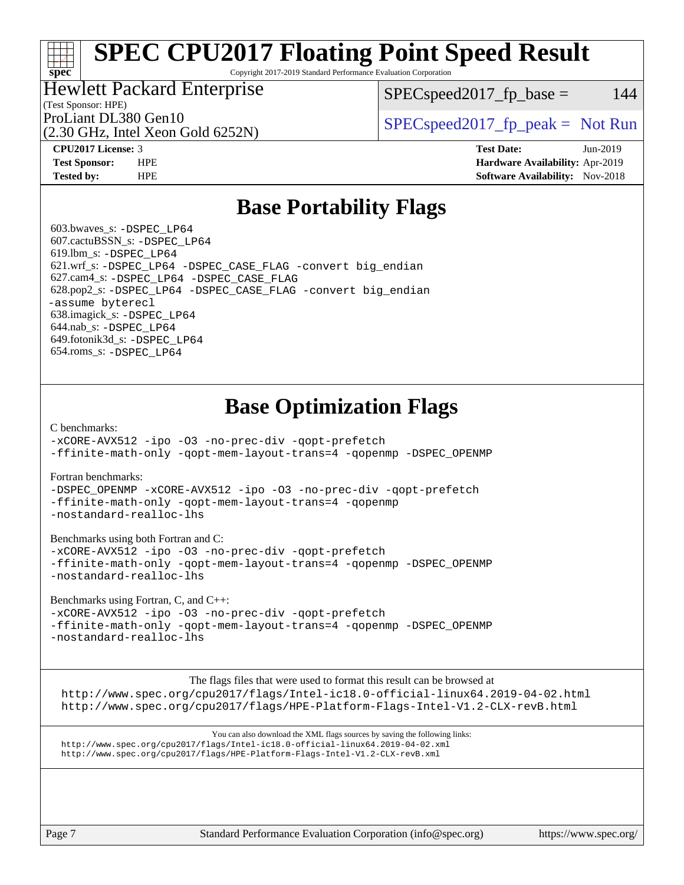# SPEC CPU2017 Floating Point Speed Result

Copyright 2017-2019 Standard Performance Evaluation Corporation

Hewlett Packard Enterprise
(Test Sponsor: HPE)
ProLiant DL380 Gen10
(2.30 GHz, Intel Xeon Gold 6252N)

SPECspeed2017_fp_base = 144

SPECspeed2017_fp_peak = Not Run

**CPU2017 License:** 3
**Test Sponsor:** HPE
**Tested by:** HPE

**Test Date:** Jun-2019
**Hardware Availability:** Apr-2019
**Software Availability:** Nov-2018

## Base Portability Flags

603.bwaves_s: `-DSPEC_LP64`
607.cactuBSSN_s: `-DSPEC_LP64`
619.lbm_s: `-DSPEC_LP64`
621.wrf_s: `-DSPEC_LP64 -DSPEC_CASE_FLAG -convert big_endian`
627.cam4_s: `-DSPEC_LP64 -DSPEC_CASE_FLAG`
628.pop2_s: `-DSPEC_LP64 -DSPEC_CASE_FLAG -convert big_endian -assume byterecl`
638.imagick_s: `-DSPEC_LP64`
644.nab_s: `-DSPEC_LP64`
649.fotonik3d_s: `-DSPEC_LP64`
654.roms_s: `-DSPEC_LP64`

## Base Optimization Flags

C benchmarks:
```
-xCORE-AVX512 -ipo -O3 -no-prec-div -qopt-prefetch
-ffinite-math-only -qopt-mem-layout-trans=4 -qopenmp -DSPEC_OPENMP
```

Fortran benchmarks:
```
-DSPEC_OPENMP -xCORE-AVX512 -ipo -O3 -no-prec-div -qopt-prefetch
-ffinite-math-only -qopt-mem-layout-trans=4 -qopenmp
-nostandard-realloc-lhs
```

Benchmarks using both Fortran and C:
```
-xCORE-AVX512 -ipo -O3 -no-prec-div -qopt-prefetch
-ffinite-math-only -qopt-mem-layout-trans=4 -qopenmp -DSPEC_OPENMP
-nostandard-realloc-lhs
```

Benchmarks using Fortran, C, and C++:
```
-xCORE-AVX512 -ipo -O3 -no-prec-div -qopt-prefetch
-ffinite-math-only -qopt-mem-layout-trans=4 -qopenmp -DSPEC_OPENMP
-nostandard-realloc-lhs
```

The flags files that were used to format this result can be browsed at
http://www.spec.org/cpu2017/flags/Intel-ic18.0-official-linux64.2019-04-02.html
http://www.spec.org/cpu2017/flags/HPE-Platform-Flags-Intel-V1.2-CLX-revB.html

You can also download the XML flags sources by saving the following links:
http://www.spec.org/cpu2017/flags/Intel-ic18.0-official-linux64.2019-04-02.xml
http://www.spec.org/cpu2017/flags/HPE-Platform-Flags-Intel-V1.2-CLX-revB.xml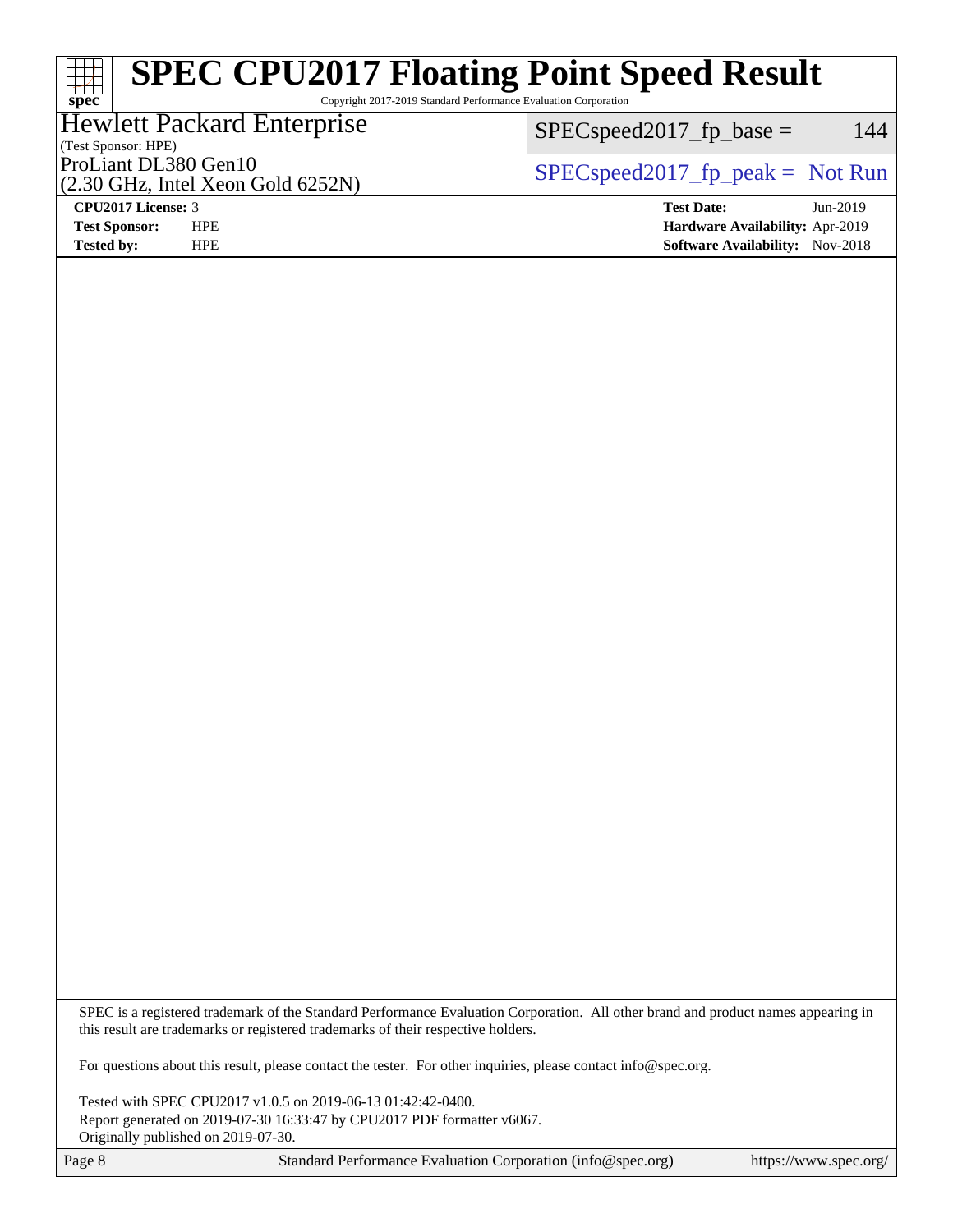SPEC is a registered trademark of the Standard Performance Evaluation Corporation. All other brand and product names appearing in this result are trademarks or registered trademarks of their respective holders.

For questions about this result, please contact the tester. For other inquiries, please contact info@spec.org.

Tested with SPEC CPU2017 v1.0.5 on 2019-06-13 01:42:42-0400.
Report generated on 2019-07-30 16:33:47 by CPU2017 PDF formatter v6067.
Originally published on 2019-07-30.